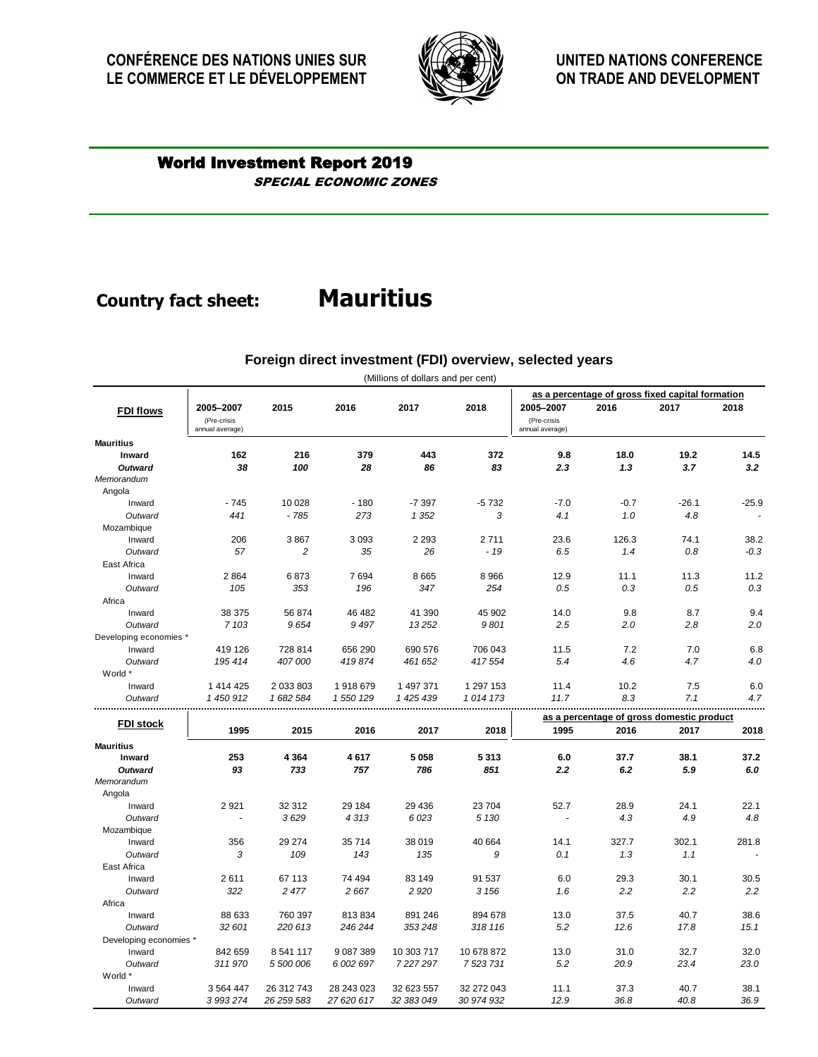**CONFÉRENCE DES NATIONS UNIES SUR LE COMMERCE ET LE DÉVELOPPEMENT**

**UNITED NATIONS CONFERENCE ON TRADE AND DEVELOPMENT**

# World Investment Report 2019

*SPECIAL ECONOMIC ZONES*

## Country fact sheet: Mauritius

### Foreign direct investment (FDI) overview, selected years

(Millions of dollars and per cent)

| FDI flows | 2005–2007 (Pre-crisis annual average) | 2015 | 2016 | 2017 | 2018 | as a percentage of gross fixed capital formation 2005–2007 (Pre-crisis annual average) | 2016 | 2017 | 2018 |
|---|---|---|---|---|---|---|---|---|---|
| **Mauritius** | | | | | | | | | |
| **Inward** | **162** | **216** | **379** | **443** | **372** | **9.8** | **18.0** | **19.2** | **14.5** |
| ***Outward*** | ***38*** | ***100*** | ***28*** | ***86*** | ***83*** | ***2.3*** | ***1.3*** | ***3.7*** | ***3.2*** |
| *Memorandum* | | | | | | | | | |
| Angola | | | | | | | | | |
| Inward | - 745 | 10 028 | - 180 | -7 397 | -5 732 | -7.0 | -0.7 | -26.1 | -25.9 |
| *Outward* | *441* | *- 785* | *273* | *1 352* | *3* | *4.1* | *1.0* | *4.8* | *-* |
| Mozambique | | | | | | | | | |
| Inward | 206 | 3 867 | 3 093 | 2 293 | 2 711 | 23.6 | 126.3 | 74.1 | 38.2 |
| *Outward* | *57* | *2* | *35* | *26* | *- 19* | *6.5* | *1.4* | *0.8* | *-0.3* |
| East Africa | | | | | | | | | |
| Inward | 2 864 | 6 873 | 7 694 | 8 665 | 8 966 | 12.9 | 11.1 | 11.3 | 11.2 |
| *Outward* | *105* | *353* | *196* | *347* | *254* | *0.5* | *0.3* | *0.5* | *0.3* |
| Africa | | | | | | | | | |
| Inward | 38 375 | 56 874 | 46 482 | 41 390 | 45 902 | 14.0 | 9.8 | 8.7 | 9.4 |
| *Outward* | *7 103* | *9 654* | *9 497* | *13 252* | *9 801* | *2.5* | *2.0* | *2.8* | *2.0* |
| Developing economies * | | | | | | | | | |
| Inward | 419 126 | 728 814 | 656 290 | 690 576 | 706 043 | 11.5 | 7.2 | 7.0 | 6.8 |
| *Outward* | *195 414* | *407 000* | *419 874* | *461 652* | *417 554* | *5.4* | *4.6* | *4.7* | *4.0* |
| World * | | | | | | | | | |
| Inward | 1 414 425 | 2 033 803 | 1 918 679 | 1 497 371 | 1 297 153 | 11.4 | 10.2 | 7.5 | 6.0 |
| *Outward* | *1 450 912* | *1 682 584* | *1 550 129* | *1 425 439* | *1 014 173* | *11.7* | *8.3* | *7.1* | *4.7* |

| FDI stock | 1995 | 2015 | 2016 | 2017 | 2018 | as a percentage of gross domestic product 1995 | 2016 | 2017 | 2018 |
|---|---|---|---|---|---|---|---|---|---|
| **Mauritius** | | | | | | | | | |
| **Inward** | **253** | **4 364** | **4 617** | **5 058** | **5 313** | **6.0** | **37.7** | **38.1** | **37.2** |
| ***Outward*** | ***93*** | ***733*** | ***757*** | ***786*** | ***851*** | ***2.2*** | ***6.2*** | ***5.9*** | ***6.0*** |
| *Memorandum* | | | | | | | | | |
| Angola | | | | | | | | | |
| Inward | 2 921 | 32 312 | 29 184 | 29 436 | 23 704 | 52.7 | 28.9 | 24.1 | 22.1 |
| *Outward* | *-* | *3 629* | *4 313* | *6 023* | *5 130* | *-* | *4.3* | *4.9* | *4.8* |
| Mozambique | | | | | | | | | |
| Inward | 356 | 29 274 | 35 714 | 38 019 | 40 664 | 14.1 | 327.7 | 302.1 | 281.8 |
| *Outward* | *3* | *109* | *143* | *135* | *9* | *0.1* | *1.3* | *1.1* | *-* |
| East Africa | | | | | | | | | |
| Inward | 2 611 | 67 113 | 74 494 | 83 149 | 91 537 | 6.0 | 29.3 | 30.1 | 30.5 |
| *Outward* | *322* | *2 477* | *2 667* | *2 920* | *3 156* | *1.6* | *2.2* | *2.2* | *2.2* |
| Africa | | | | | | | | | |
| Inward | 88 633 | 760 397 | 813 834 | 891 246 | 894 678 | 13.0 | 37.5 | 40.7 | 38.6 |
| *Outward* | *32 601* | *220 613* | *246 244* | *353 248* | *318 116* | *5.2* | *12.6* | *17.8* | *15.1* |
| Developing economies * | | | | | | | | | |
| Inward | 842 659 | 8 541 117 | 9 087 389 | 10 303 717 | 10 678 872 | 13.0 | 31.0 | 32.7 | 32.0 |
| *Outward* | *311 970* | *5 500 006* | *6 002 697* | *7 227 297* | *7 523 731* | *5.2* | *20.9* | *23.4* | *23.0* |
| World * | | | | | | | | | |
| Inward | 3 564 447 | 26 312 743 | 28 243 023 | 32 623 557 | 32 272 043 | 11.1 | 37.3 | 40.7 | 38.1 |
| *Outward* | *3 993 274* | *26 259 583* | *27 620 617* | *32 383 049* | *30 974 932* | *12.9* | *36.8* | *40.8* | *36.9* |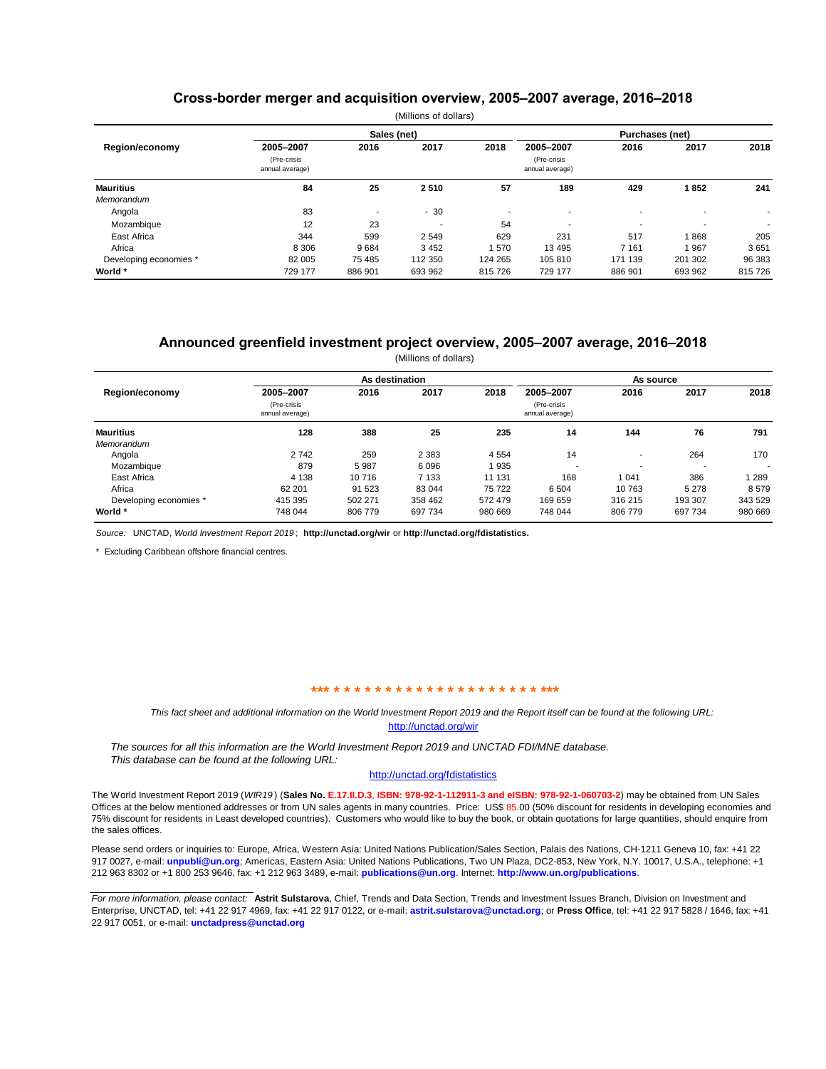## Cross-border merger and acquisition overview, 2005–2007 average, 2016–2018

(Millions of dollars)

| Region/economy | Sales (net) | | | | Purchases (net) | | | |
|---|---|---|---|---|---|---|---|---|
| | 2005–2007 (Pre-crisis annual average) | 2016 | 2017 | 2018 | 2005–2007 (Pre-crisis annual average) | 2016 | 2017 | 2018 |
| **Mauritius** | **84** | **25** | **2 510** | **57** | **189** | **429** | **1 852** | **241** |
| *Memorandum* | | | | | | | | |
| Angola | 83 | - | - 30 | - | - | - | - | - |
| Mozambique | 12 | 23 | - | 54 | - | - | - | - |
| East Africa | 344 | 599 | 2 549 | 629 | 231 | 517 | 1 868 | 205 |
| Africa | 8 306 | 9 684 | 3 452 | 1 570 | 13 495 | 7 161 | 1 967 | 3 651 |
| Developing economies * | 82 005 | 75 485 | 112 350 | 124 265 | 105 810 | 171 139 | 201 302 | 96 383 |
| **World *** | 729 177 | 886 901 | 693 962 | 815 726 | 729 177 | 886 901 | 693 962 | 815 726 |

## Announced greenfield investment project overview, 2005–2007 average, 2016–2018

(Millions of dollars)

| Region/economy | As destination | | | | As source | | | |
|---|---|---|---|---|---|---|---|---|
| | 2005–2007 (Pre-crisis annual average) | 2016 | 2017 | 2018 | 2005–2007 (Pre-crisis annual average) | 2016 | 2017 | 2018 |
| **Mauritius** | **128** | **388** | **25** | **235** | **14** | **144** | **76** | **791** |
| *Memorandum* | | | | | | | | |
| Angola | 2 742 | 259 | 2 383 | 4 554 | 14 | - | 264 | 170 |
| Mozambique | 879 | 5 987 | 6 096 | 1 935 | - | - | - | - |
| East Africa | 4 138 | 10 716 | 7 133 | 11 131 | 168 | 1 041 | 386 | 1 289 |
| Africa | 62 201 | 91 523 | 83 044 | 75 722 | 6 504 | 10 763 | 5 278 | 8 579 |
| Developing economies * | 415 395 | 502 271 | 358 462 | 572 479 | 169 659 | 316 215 | 193 307 | 343 529 |
| **World *** | 748 044 | 806 779 | 697 734 | 980 669 | 748 044 | 806 779 | 697 734 | 980 669 |

*Source:* UNCTAD, *World Investment Report 2019* ; **http://unctad.org/wir** or **http://unctad.org/fdistatistics.**

\* Excluding Caribbean offshore financial centres.

*** * * * * * * * * * * * * * * * * * * * * * ***

*This fact sheet and additional information on the World Investment Report 2019 and the Report itself can be found at the following URL:*
http://unctad.org/wir

*The sources for all this information are the World Investment Report 2019 and UNCTAD FDI/MNE database. This database can be found at the following URL:*

http://unctad.org/fdistatistics

The World Investment Report 2019 (*WIR19*) (**Sales No. E.17.II.D.3**, **ISBN: 978-92-1-112911-3 and eISBN: 978-92-1-060703-2**) may be obtained from UN Sales Offices at the below mentioned addresses or from UN sales agents in many countries. Price: US$ 85.00 (50% discount for residents in developing economies and 75% discount for residents in Least developed countries). Customers who would like to buy the book, or obtain quotations for large quantities, should enquire from the sales offices.

Please send orders or inquiries to: Europe, Africa, Western Asia: United Nations Publication/Sales Section, Palais des Nations, CH-1211 Geneva 10, fax: +41 22 917 0027, e-mail: **unpubli@un.org**; Americas, Eastern Asia: United Nations Publications, Two UN Plaza, DC2-853, New York, N.Y. 10017, U.S.A., telephone: +1 212 963 8302 or +1 800 253 9646, fax: +1 212 963 3489, e-mail: **publications@un.org**. Internet: **http://www.un.org/publications**.

*For more information, please contact:* **Astrit Sulstarova**, Chief, Trends and Data Section, Trends and Investment Issues Branch, Division on Investment and Enterprise, UNCTAD, tel: +41 22 917 4969, fax: +41 22 917 0122, or e-mail: **astrit.sulstarova@unctad.org**; or **Press Office**, tel: +41 22 917 5828 / 1646, fax: +41 22 917 0051, or e-mail: **unctadpress@unctad.org**